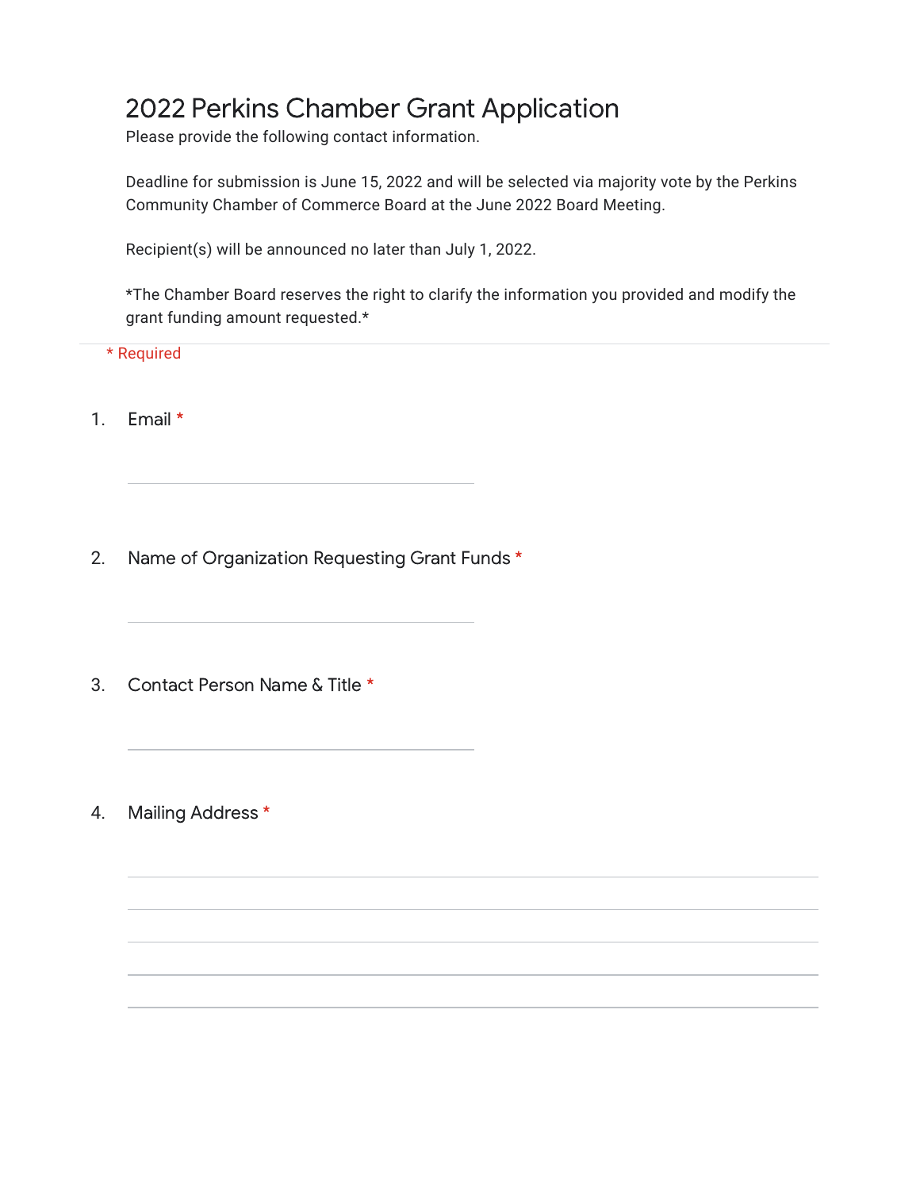# 2022 Perkins Chamber Grant Application

Please provide the following contact information.

Deadline for submission is June 15, 2022 and will be selected via majority vote by the Perkins Community Chamber of Commerce Board at the June 2022 Board Meeting.

Recipient(s) will be announced no later than July 1, 2022.

*The Chamber Board reserves the right to clarify the information you provided and modify the grant funding amount requested.*

\* Required

1. Email *

2. Name of Organization Requesting Grant Funds *

3. Contact Person Name & Title *

4. Mailing Address *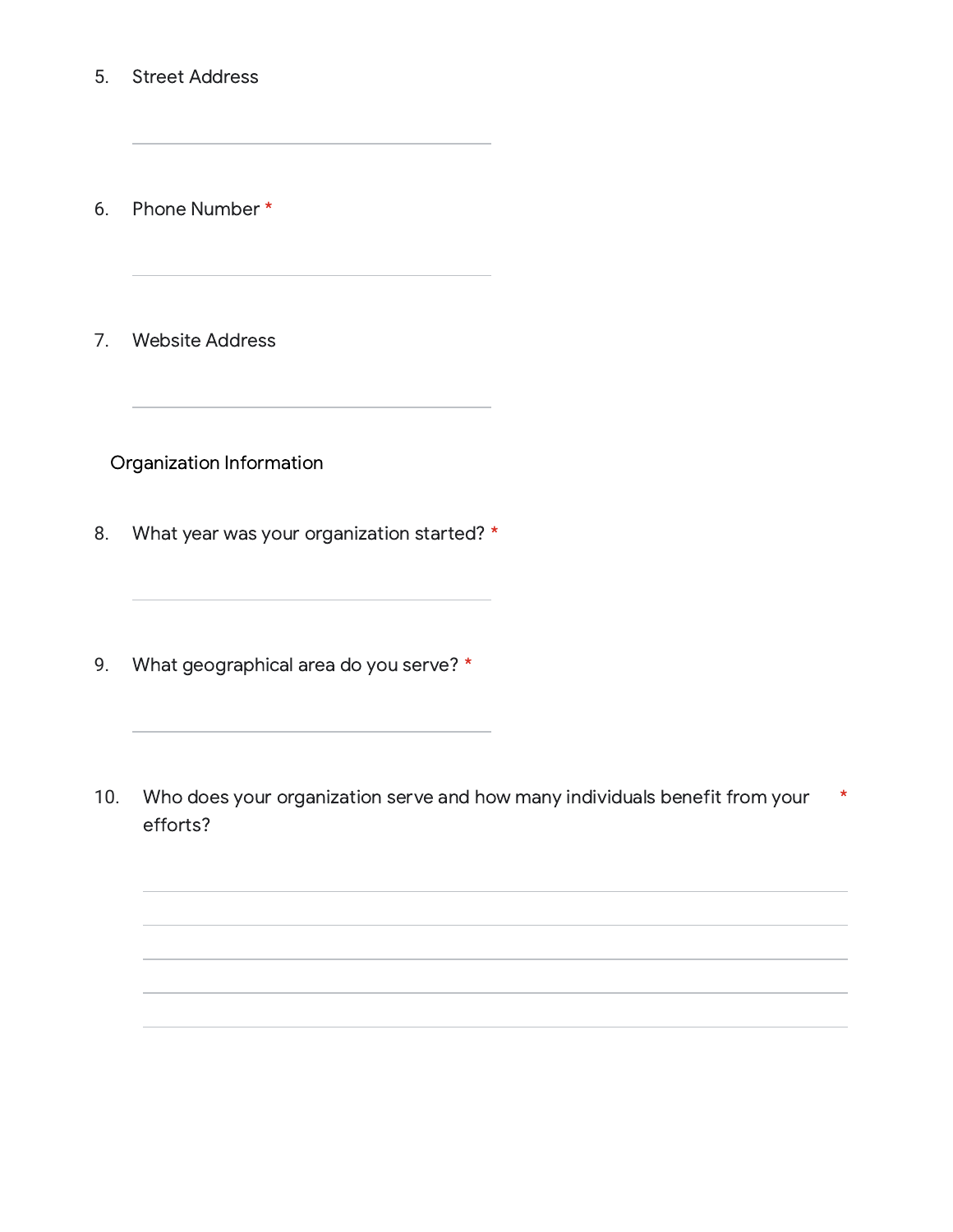5. Street Address

_______________________________________

6. Phone Number *

_______________________________________

7. Website Address

_______________________________________

## Organization Information

8. What year was your organization started? *

_______________________________________

9. What geographical area do you serve? *

_______________________________________

10. Who does your organization serve and how many individuals benefit from your efforts? *

_______________________________________

_______________________________________

_______________________________________

_______________________________________

_______________________________________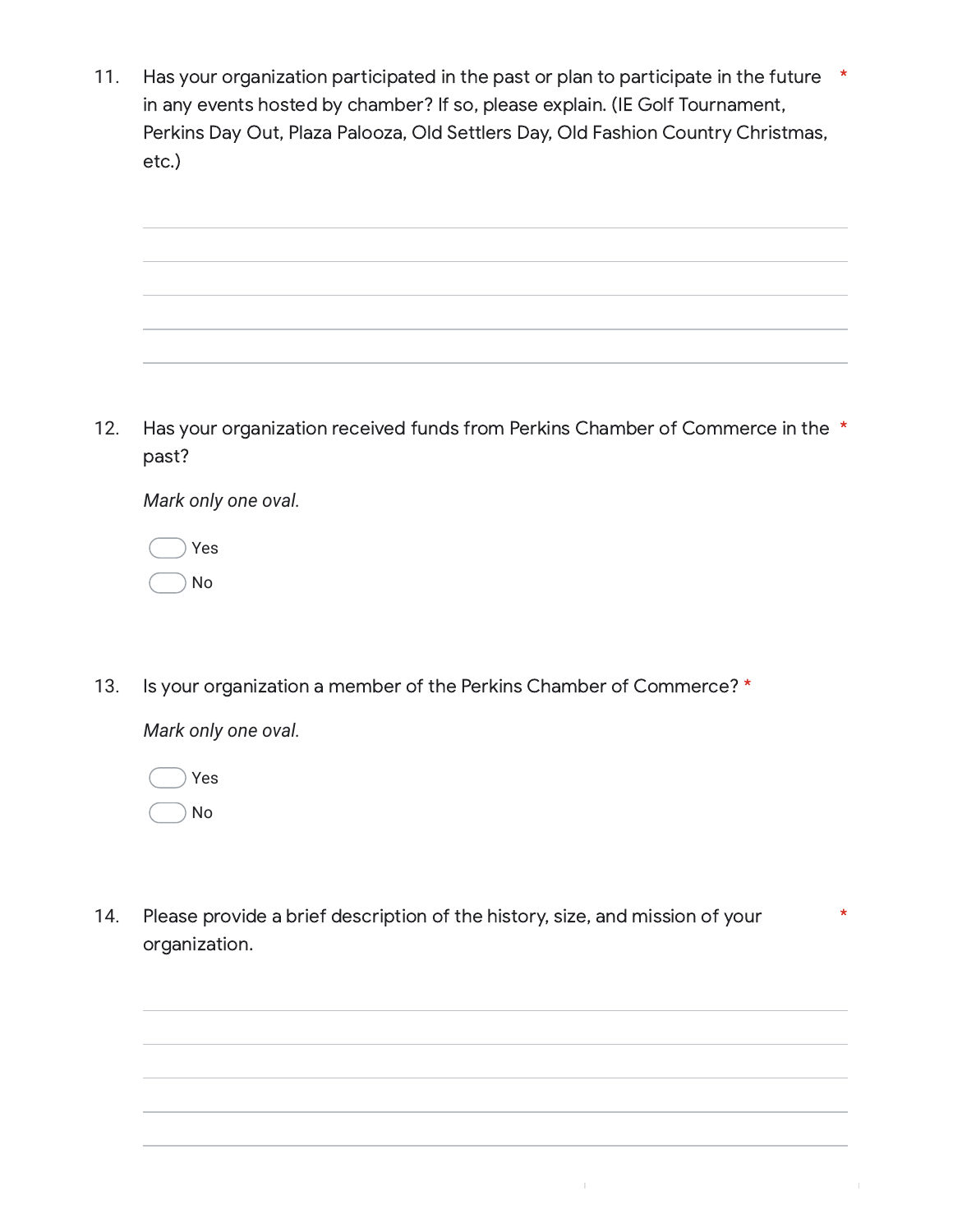11. Has your organization participated in the past or plan to participate in the future in any events hosted by chamber? If so, please explain. (IE Golf Tournament, Perkins Day Out, Plaza Palooza, Old Settlers Day, Old Fashion Country Christmas, etc.) *

_______________________________________________
_______________________________________________
_______________________________________________
_______________________________________________
_______________________________________________

12. Has your organization received funds from Perkins Chamber of Commerce in the past? *

*Mark only one oval.*

- ◯ Yes
- ◯ No

13. Is your organization a member of the Perkins Chamber of Commerce? *

*Mark only one oval.*

- ◯ Yes
- ◯ No

14. Please provide a brief description of the history, size, and mission of your organization. *

_______________________________________________
_______________________________________________
_______________________________________________
_______________________________________________
_______________________________________________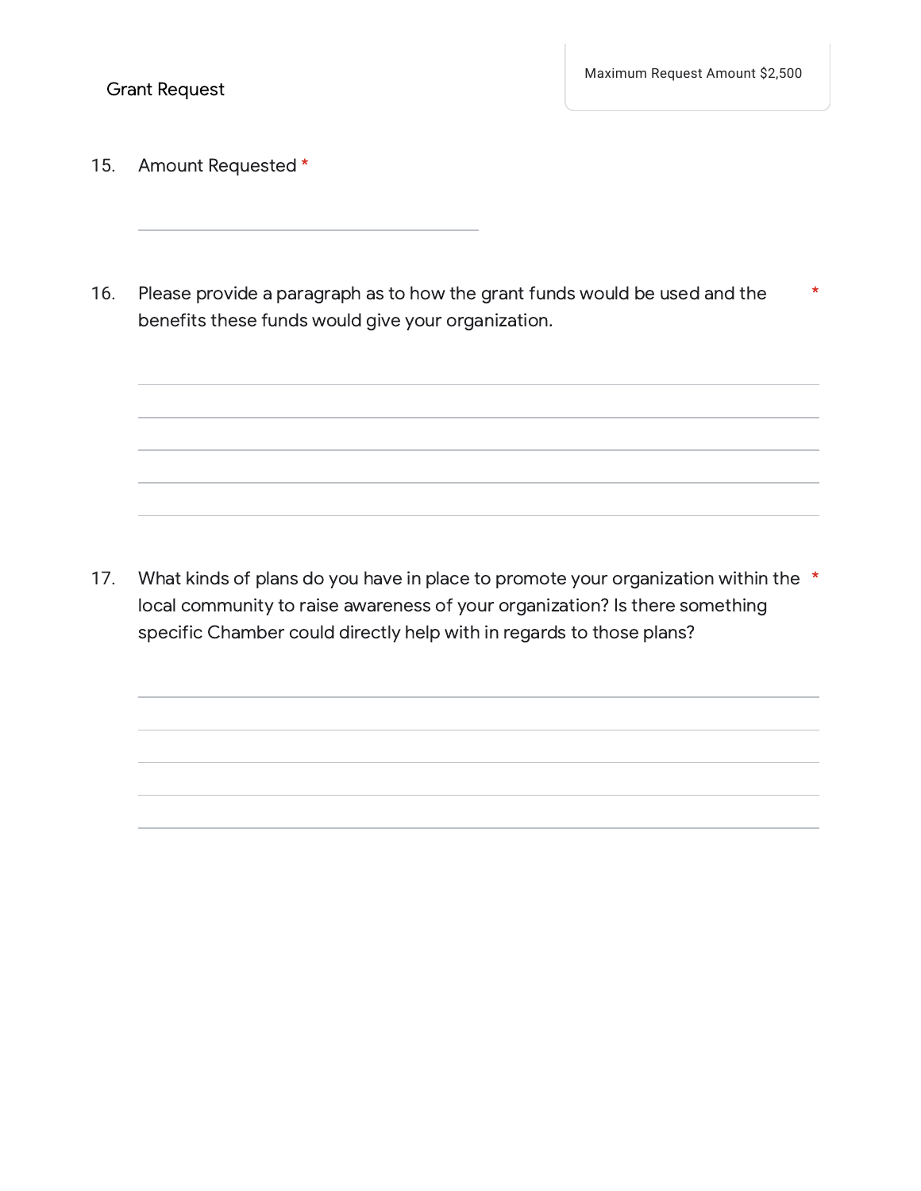## Grant Request

Maximum Request Amount $2,500

15. Amount Requested *

16. Please provide a paragraph as to how the grant funds would be used and the benefits these funds would give your organization. *

17. What kinds of plans do you have in place to promote your organization within the local community to raise awareness of your organization? Is there something specific Chamber could directly help with in regards to those plans? *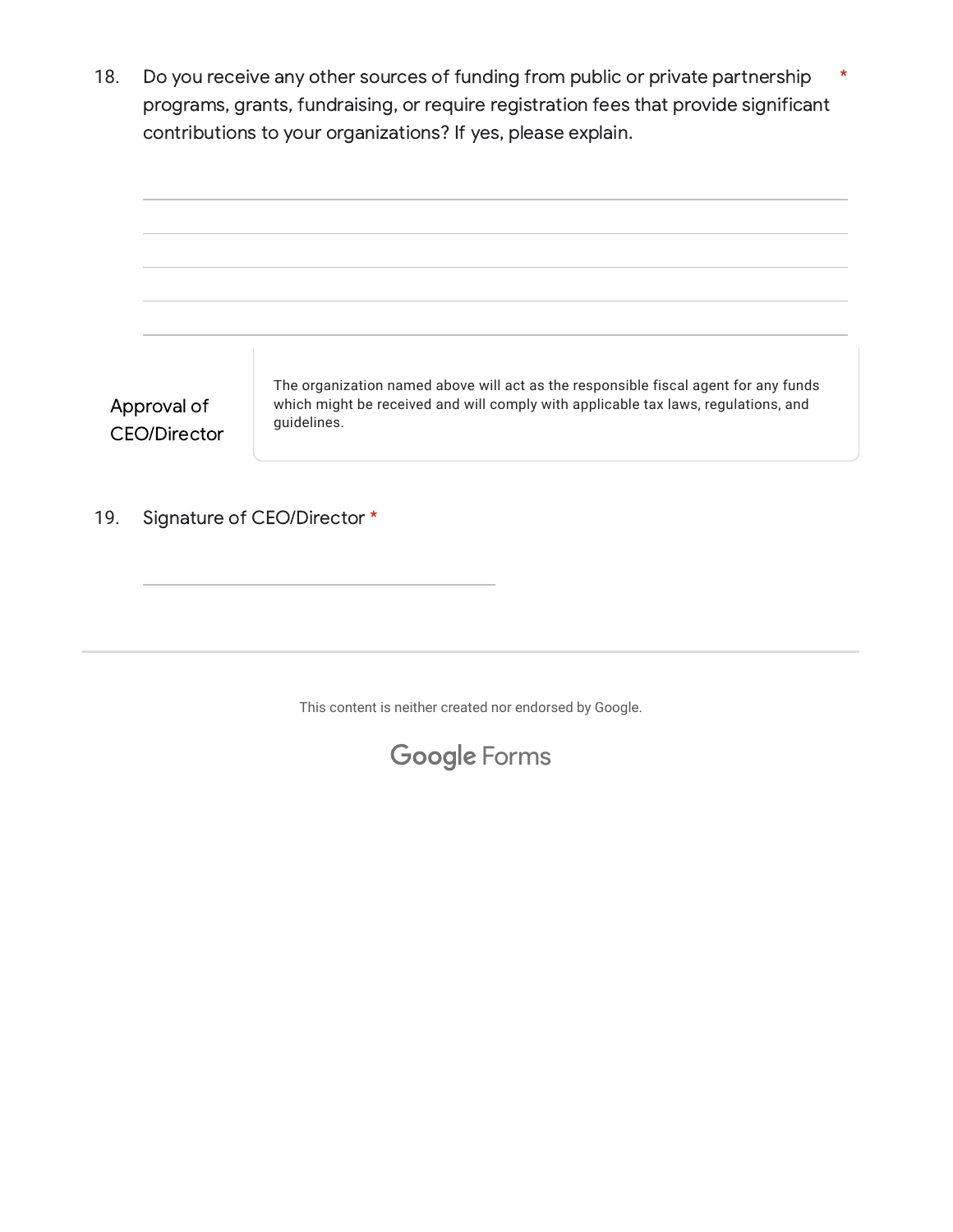18. Do you receive any other sources of funding from public or private partnership programs, grants, fundraising, or require registration fees that provide significant contributions to your organizations? If yes, please explain. *

## Approval of CEO/Director

The organization named above will act as the responsible fiscal agent for any funds which might be received and will comply with applicable tax laws, regulations, and guidelines.

19. Signature of CEO/Director *

This content is neither created nor endorsed by Google.

Google Forms